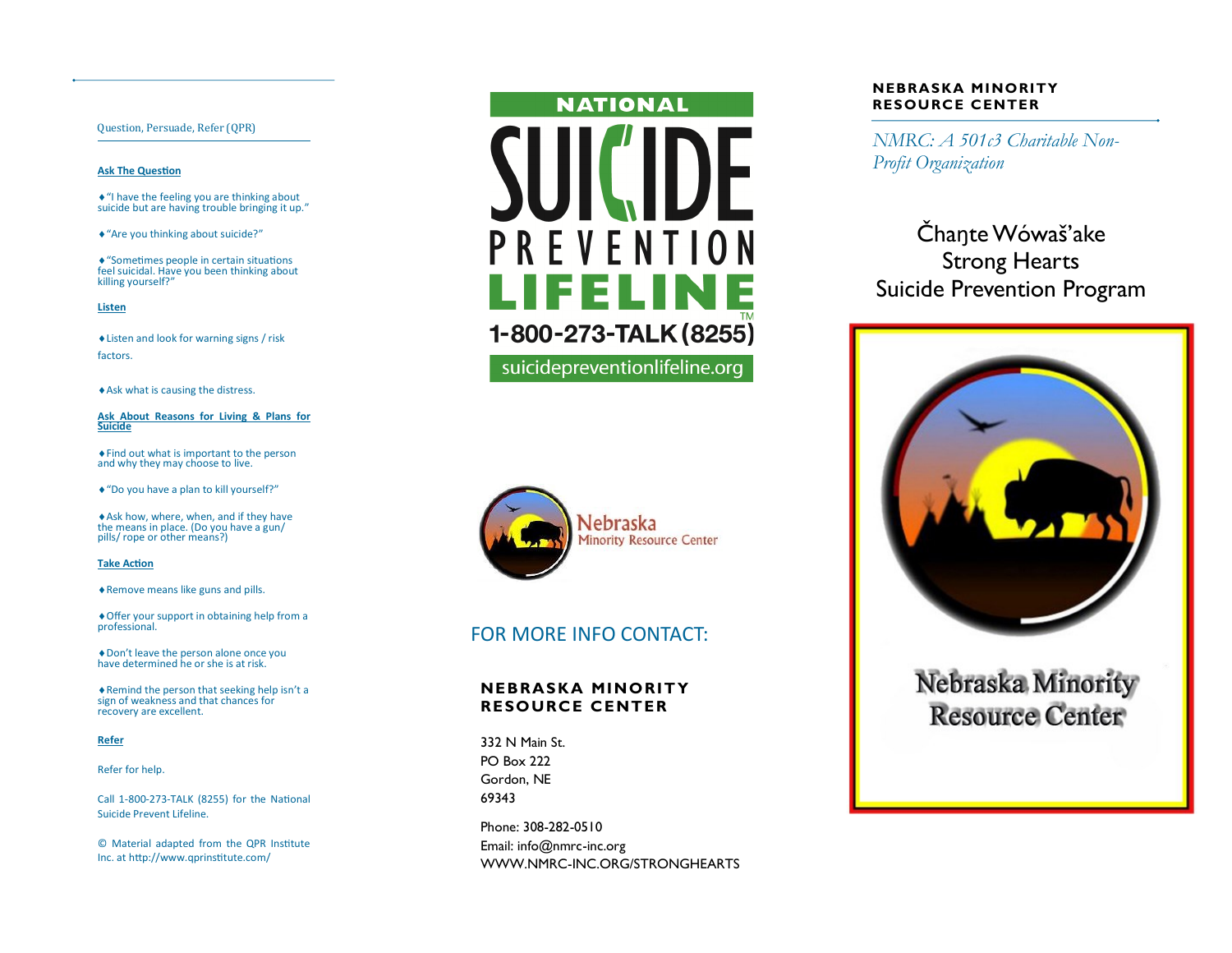Question, Persuade, Refer (QPR)

**Ask The Question**

- "I have the feeling you are thinking about suicide but are having trouble bringing it up."
- "Are you thinking about suicide?"
- "Sometimes people in certain situations feel suicidal. Have you been thinking about killing yourself?"

**Listen**

- Listen and look for warning signs / risk factors.
- Ask what is causing the distress.

**Ask About Reasons for Living & Plans for Suicide**

- Find out what is important to the person and why they may choose to live.
- "Do you have a plan to kill yourself?"
- Ask how, where, when, and if they have the means in place. (Do you have a gun/ pills/ rope or other means?)

**Take Action**

- Remove means like guns and pills.
- Offer your support in obtaining help from a professional.
- Don't leave the person alone once you have determined he or she is at risk.
- Remind the person that seeking help isn't a sign of weakness and that chances for recovery are excellent.

**Refer**

Refer for help.

Call 1-800-273-TALK (8255) for the National Suicide Prevent Lifeline.

© Material adapted from the QPR Institute Inc. at http://www.qprinstitute.com/

NATIONAL SUICIDE PREVENTION LIFELINE™

1-800-273-TALK (8255)

suicidepreventionlifeline.org

Nebraska Minority Resource Center

## FOR MORE INFO CONTACT:

**NEBRASKA MINORITY RESOURCE CENTER**

332 N Main St.
PO Box 222
Gordon, NE
69343

Phone: 308-282-0510
Email: info@nmrc-inc.org
WWW.NMRC-INC.ORG/STRONGHEARTS

**NEBRASKA MINORITY RESOURCE CENTER**

*NMRC: A 501c3 Charitable Non-Profit Organization*

# Čhaŋte Wówaš'ake
# Strong Hearts
# Suicide Prevention Program

Nebraska Minority Resource Center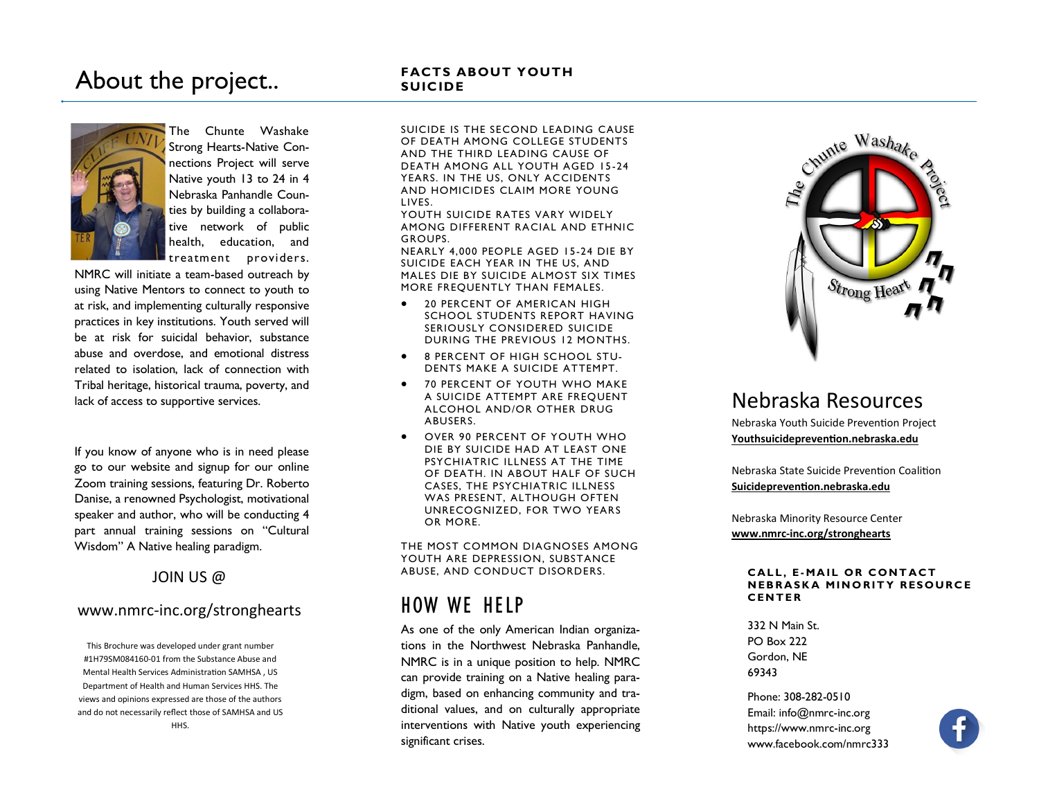# About the project..

The Chunte Washake Strong Hearts-Native Connections Project will serve Native youth 13 to 24 in 4 Nebraska Panhandle Counties by building a collaborative network of public health, education, and treatment providers. NMRC will initiate a team-based outreach by using Native Mentors to connect to youth to at risk, and implementing culturally responsive practices in key institutions. Youth served will be at risk for suicidal behavior, substance abuse and overdose, and emotional distress related to isolation, lack of connection with Tribal heritage, historical trauma, poverty, and lack of access to supportive services.

If you know of anyone who is in need please go to our website and signup for our online Zoom training sessions, featuring Dr. Roberto Danise, a renowned Psychologist, motivational speaker and author, who will be conducting 4 part annual training sessions on "Cultural Wisdom" A Native healing paradigm.

JOIN US @

www.nmrc-inc.org/stronghearts

This Brochure was developed under grant number #1H79SM084160-01 from the Substance Abuse and Mental Health Services Administration SAMHSA , US Department of Health and Human Services HHS. The views and opinions expressed are those of the authors and do not necessarily reflect those of SAMHSA and US HHS.

## FACTS ABOUT YOUTH SUICIDE

SUICIDE IS THE SECOND LEADING CAUSE OF DEATH AMONG COLLEGE STUDENTS AND THE THIRD LEADING CAUSE OF DEATH AMONG ALL YOUTH AGED 15-24 YEARS. IN THE US, ONLY ACCIDENTS AND HOMICIDES CLAIM MORE YOUNG LIVES.

YOUTH SUICIDE RATES VARY WIDELY AMONG DIFFERENT RACIAL AND ETHNIC GROUPS.

NEARLY 4,000 PEOPLE AGED 15-24 DIE BY SUICIDE EACH YEAR IN THE US, AND MALES DIE BY SUICIDE ALMOST SIX TIMES MORE FREQUENTLY THAN FEMALES.

- 20 PERCENT OF AMERICAN HIGH SCHOOL STUDENTS REPORT HAVING SERIOUSLY CONSIDERED SUICIDE DURING THE PREVIOUS 12 MONTHS.
- 8 PERCENT OF HIGH SCHOOL STUDENTS MAKE A SUICIDE ATTEMPT.
- 70 PERCENT OF YOUTH WHO MAKE A SUICIDE ATTEMPT ARE FREQUENT ALCOHOL AND/OR OTHER DRUG ABUSERS.
- OVER 90 PERCENT OF YOUTH WHO DIE BY SUICIDE HAD AT LEAST ONE PSYCHIATRIC ILLNESS AT THE TIME OF DEATH. IN ABOUT HALF OF SUCH CASES, THE PSYCHIATRIC ILLNESS WAS PRESENT, ALTHOUGH OFTEN UNRECOGNIZED, FOR TWO YEARS OR MORE.

THE MOST COMMON DIAGNOSES AMONG YOUTH ARE DEPRESSION, SUBSTANCE ABUSE, AND CONDUCT DISORDERS.

## HOW WE HELP

As one of the only American Indian organizations in the Northwest Nebraska Panhandle, NMRC is in a unique position to help. NMRC can provide training on a Native healing paradigm, based on enhancing community and traditional values, and on culturally appropriate interventions with Native youth experiencing significant crises.

The Chunte Washake Project
Strong Heart

## Nebraska Resources

Nebraska Youth Suicide Prevention Project
**Youthsuicideprevention.nebraska.edu**

Nebraska State Suicide Prevention Coalition
**Suicideprevention.nebraska.edu**

Nebraska Minority Resource Center
**www.nmrc-inc.org/stronghearts**

### CALL, E-MAIL OR CONTACT NEBRASKA MINORITY RESOURCE CENTER

332 N Main St.
PO Box 222
Gordon, NE
69343

Phone: 308-282-0510
Email: info@nmrc-inc.org
https://www.nmrc-inc.org
www.facebook.com/nmrc333